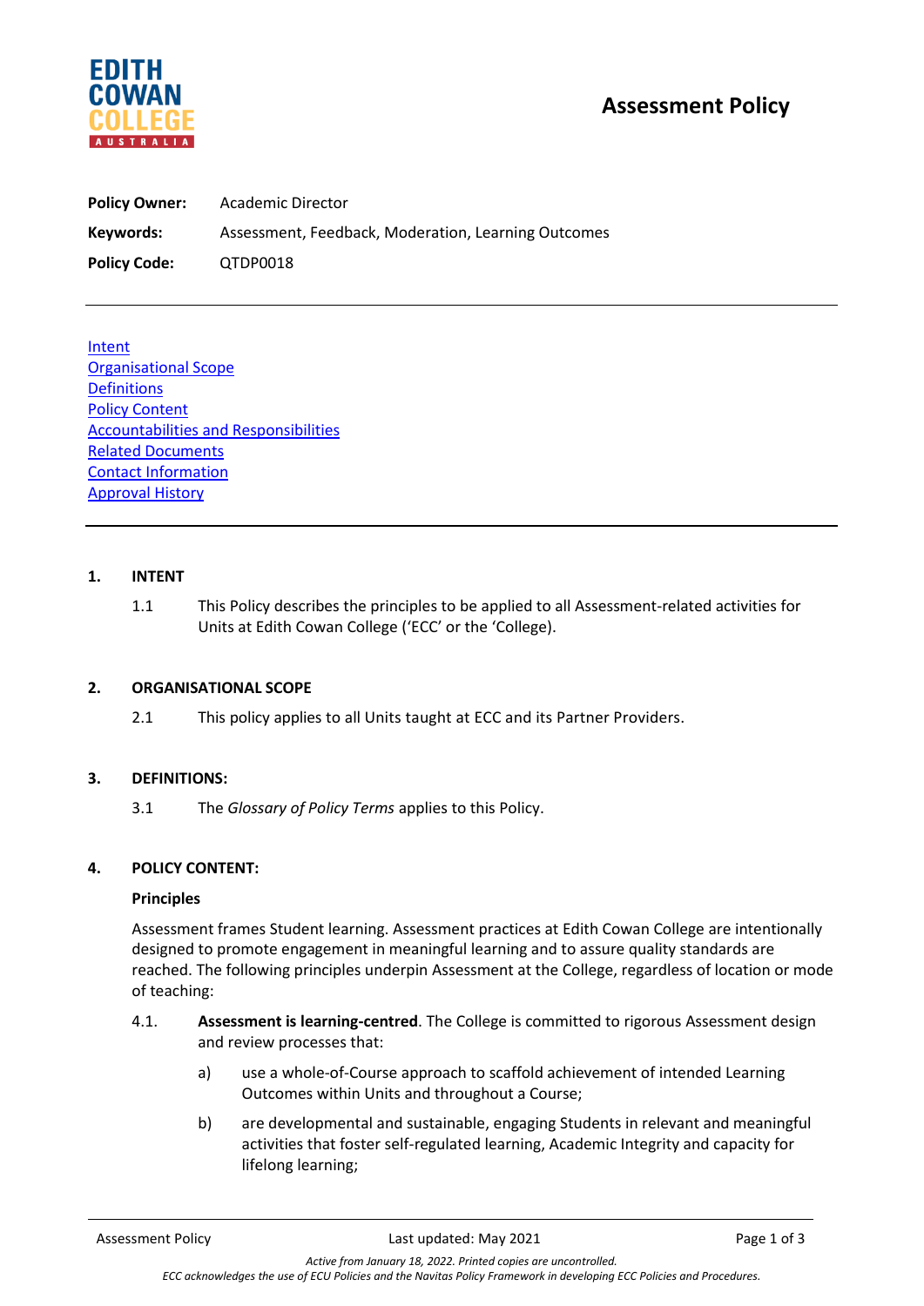# Assessment Policy

**Policy Owner:** Academic Director

**Keywords:** Assessment, Feedback, Moderation, Learning Outcomes

**Policy Code:** QTDP0018

---

Intent
Organisational Scope
Definitions
Policy Content
Accountabilities and Responsibilities
Related Documents
Contact Information
Approval History

---

## 1. INTENT

1.1 This Policy describes the principles to be applied to all Assessment-related activities for Units at Edith Cowan College ('ECC' or the 'College').

## 2. ORGANISATIONAL SCOPE

2.1 This policy applies to all Units taught at ECC and its Partner Providers.

## 3. DEFINITIONS:

3.1 The *Glossary of Policy Terms* applies to this Policy.

## 4. POLICY CONTENT:

### Principles

Assessment frames Student learning. Assessment practices at Edith Cowan College are intentionally designed to promote engagement in meaningful learning and to assure quality standards are reached. The following principles underpin Assessment at the College, regardless of location or mode of teaching:

4.1. **Assessment is learning-centred**. The College is committed to rigorous Assessment design and review processes that:

a) use a whole-of-Course approach to scaffold achievement of intended Learning Outcomes within Units and throughout a Course;

b) are developmental and sustainable, engaging Students in relevant and meaningful activities that foster self-regulated learning, Academic Integrity and capacity for lifelong learning;

*Active from January 18, 2022. Printed copies are uncontrolled.*
*ECC acknowledges the use of ECU Policies and the Navitas Policy Framework in developing ECC Policies and Procedures.*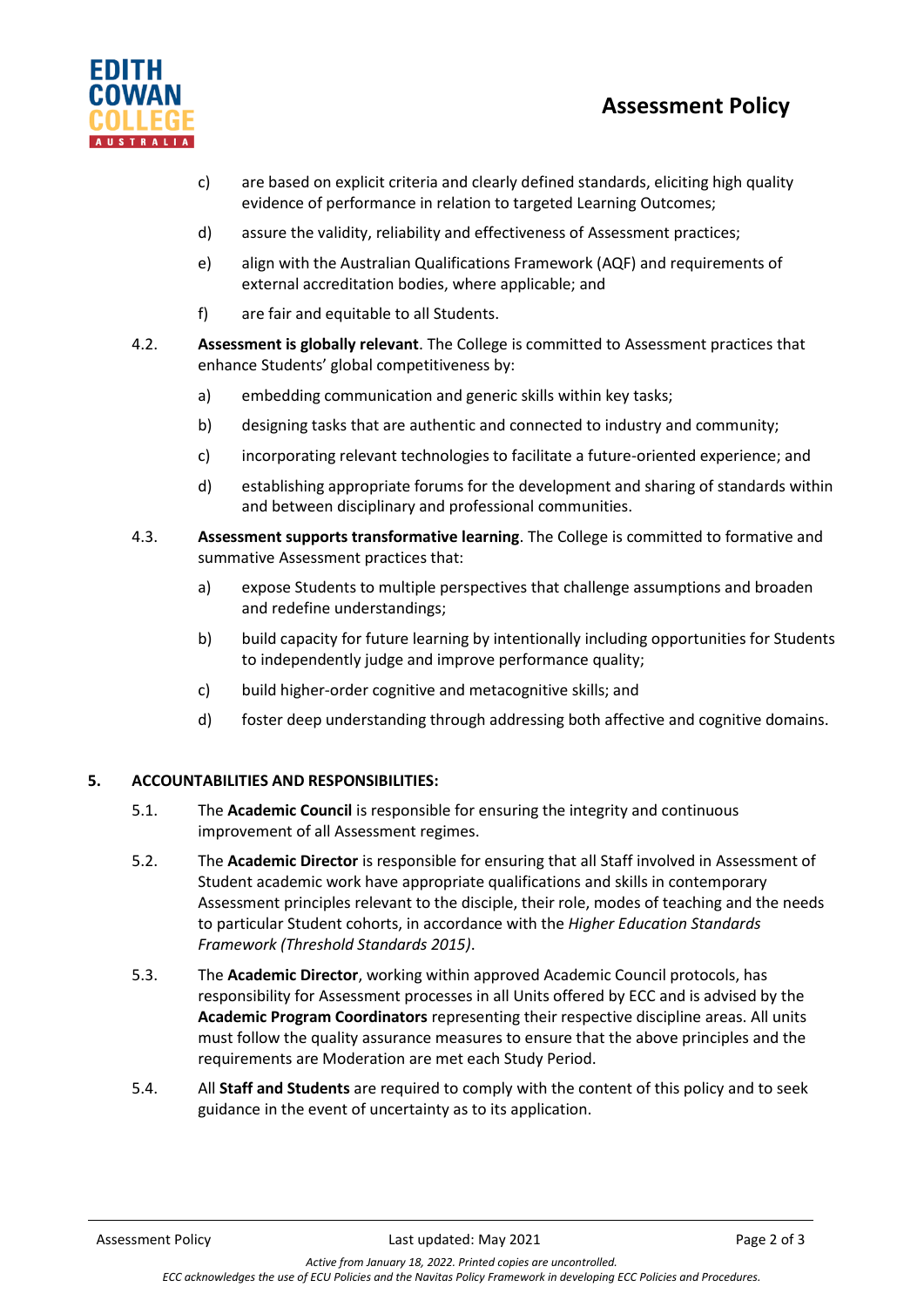c) are based on explicit criteria and clearly defined standards, eliciting high quality evidence of performance in relation to targeted Learning Outcomes;

d) assure the validity, reliability and effectiveness of Assessment practices;

e) align with the Australian Qualifications Framework (AQF) and requirements of external accreditation bodies, where applicable; and

f) are fair and equitable to all Students.

4.2. **Assessment is globally relevant**. The College is committed to Assessment practices that enhance Students' global competitiveness by:

a) embedding communication and generic skills within key tasks;

b) designing tasks that are authentic and connected to industry and community;

c) incorporating relevant technologies to facilitate a future-oriented experience; and

d) establishing appropriate forums for the development and sharing of standards within and between disciplinary and professional communities.

4.3. **Assessment supports transformative learning**. The College is committed to formative and summative Assessment practices that:

a) expose Students to multiple perspectives that challenge assumptions and broaden and redefine understandings;

b) build capacity for future learning by intentionally including opportunities for Students to independently judge and improve performance quality;

c) build higher-order cognitive and metacognitive skills; and

d) foster deep understanding through addressing both affective and cognitive domains.

## 5. ACCOUNTABILITIES AND RESPONSIBILITIES:

5.1. The **Academic Council** is responsible for ensuring the integrity and continuous improvement of all Assessment regimes.

5.2. The **Academic Director** is responsible for ensuring that all Staff involved in Assessment of Student academic work have appropriate qualifications and skills in contemporary Assessment principles relevant to the disciple, their role, modes of teaching and the needs to particular Student cohorts, in accordance with the *Higher Education Standards Framework (Threshold Standards 2015)*.

5.3. The **Academic Director**, working within approved Academic Council protocols, has responsibility for Assessment processes in all Units offered by ECC and is advised by the **Academic Program Coordinators** representing their respective discipline areas. All units must follow the quality assurance measures to ensure that the above principles and the requirements are Moderation are met each Study Period.

5.4. All **Staff and Students** are required to comply with the content of this policy and to seek guidance in the event of uncertainty as to its application.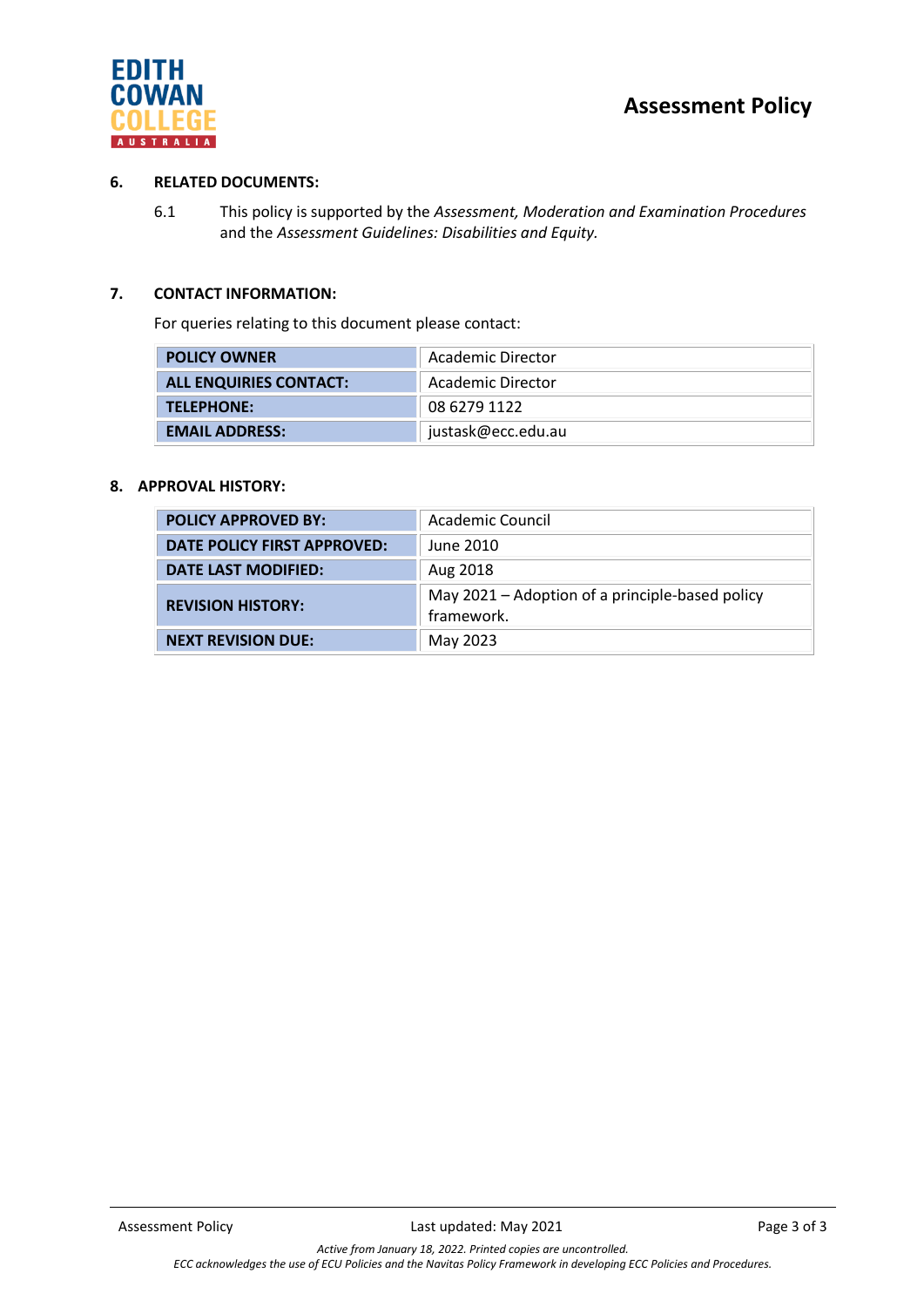## 6. RELATED DOCUMENTS:

6.1 This policy is supported by the *Assessment, Moderation and Examination Procedures* and the *Assessment Guidelines: Disabilities and Equity.*

## 7. CONTACT INFORMATION:

For queries relating to this document please contact:

| | |
|---|---|
| **POLICY OWNER** | Academic Director |
| **ALL ENQUIRIES CONTACT:** | Academic Director |
| **TELEPHONE:** | 08 6279 1122 |
| **EMAIL ADDRESS:** | justask@ecc.edu.au |

## 8. APPROVAL HISTORY:

| | |
|---|---|
| **POLICY APPROVED BY:** | Academic Council |
| **DATE POLICY FIRST APPROVED:** | June 2010 |
| **DATE LAST MODIFIED:** | Aug 2018 |
| **REVISION HISTORY:** | May 2021 – Adoption of a principle-based policy framework. |
| **NEXT REVISION DUE:** | May 2023 |

*Active from January 18, 2022. Printed copies are uncontrolled.*

*ECC acknowledges the use of ECU Policies and the Navitas Policy Framework in developing ECC Policies and Procedures.*